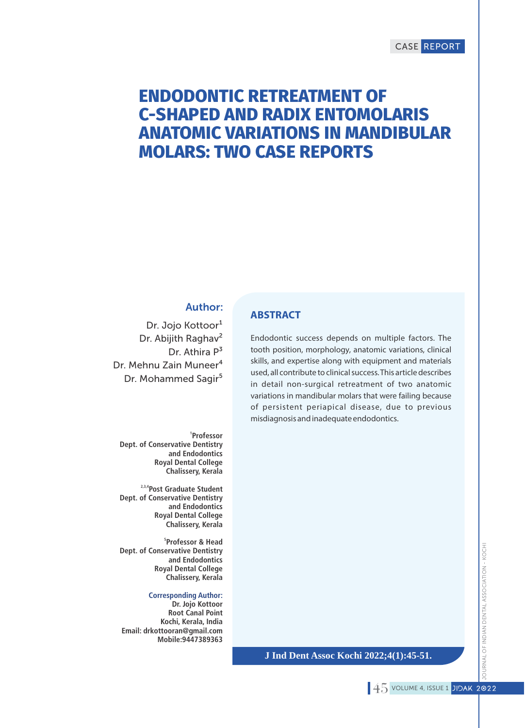CASE REPORT

# ENDODONTIC RETREATMENT OF C-SHAPED AND RADIX ENTOMOLARIS ANATOMIC VARIATIONS IN MANDIBULAR MOLARS: TWO CASE REPORTS

**Author:**

Dr. Jojo Kottoor[1]
Dr. Abijith Raghav[2]
Dr. Athira P[3]
Dr. Mehnu Zain Muneer[4]
Dr. Mohammed Sagir[5]

[1]Professor
Dept. of Conservative Dentistry and Endodontics
Royal Dental College
Chalissery, Kerala

[2,3,4]Post Graduate Student
Dept. of Conservative Dentistry and Endodontics
Royal Dental College
Chalissery, Kerala

[5]Professor & Head
Dept. of Conservative Dentistry and Endodontics
Royal Dental College
Chalissery, Kerala

**Corresponding Author:**
Dr. Jojo Kottoor
Root Canal Point
Kochi, Kerala, India
Email: drkottooran@gmail.com
Mobile:9447389363

## ABSTRACT

Endodontic success depends on multiple factors. The tooth position, morphology, anatomic variations, clinical skills, and expertise along with equipment and materials used, all contribute to clinical success. This article describes in detail non-surgical retreatment of two anatomic variations in mandibular molars that were failing because of persistent periapical disease, due to previous misdiagnosis and inadequate endodontics.

J Ind Dent Assoc Kochi 2022;4(1):45-51.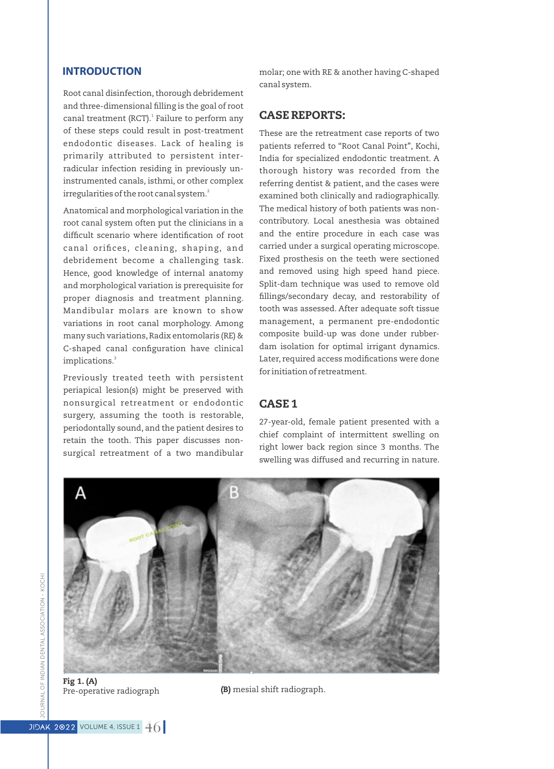## INTRODUCTION

Root canal disinfection, thorough debridement and three-dimensional filling is the goal of root canal treatment (RCT).[1] Failure to perform any of these steps could result in post-treatment endodontic diseases. Lack of healing is primarily attributed to persistent inter-radicular infection residing in previously un-instrumented canals, isthmi, or other complex irregularities of the root canal system.[2]

Anatomical and morphological variation in the root canal system often put the clinicians in a difficult scenario where identification of root canal orifices, cleaning, shaping, and debridement become a challenging task. Hence, good knowledge of internal anatomy and morphological variation is prerequisite for proper diagnosis and treatment planning. Mandibular molars are known to show variations in root canal morphology. Among many such variations, Radix entomolaris (RE) & C-shaped canal configuration have clinical implications.[3]

Previously treated teeth with persistent periapical lesion(s) might be preserved with nonsurgical retreatment or endodontic surgery, assuming the tooth is restorable, periodontally sound, and the patient desires to retain the tooth. This paper discusses non-surgical retreatment of a two mandibular molar; one with RE & another having C-shaped canal system.

## CASE REPORTS:

These are the retreatment case reports of two patients referred to "Root Canal Point", Kochi, India for specialized endodontic treatment. A thorough history was recorded from the referring dentist & patient, and the cases were examined both clinically and radiographically. The medical history of both patients was non-contributory. Local anesthesia was obtained and the entire procedure in each case was carried under a surgical operating microscope. Fixed prosthesis on the teeth were sectioned and removed using high speed hand piece. Split-dam technique was used to remove old fillings/secondary decay, and restorability of tooth was assessed. After adequate soft tissue management, a permanent pre-endodontic composite build-up was done under rubber-dam isolation for optimal irrigant dynamics. Later, required access modifications were done for initiation of retreatment.

## CASE 1

27-year-old, female patient presented with a chief complaint of intermittent swelling on right lower back region since 3 months. The swelling was diffused and recurring in nature.

**Fig 1. (A)** Pre-operative radiograph **(B)** mesial shift radiograph.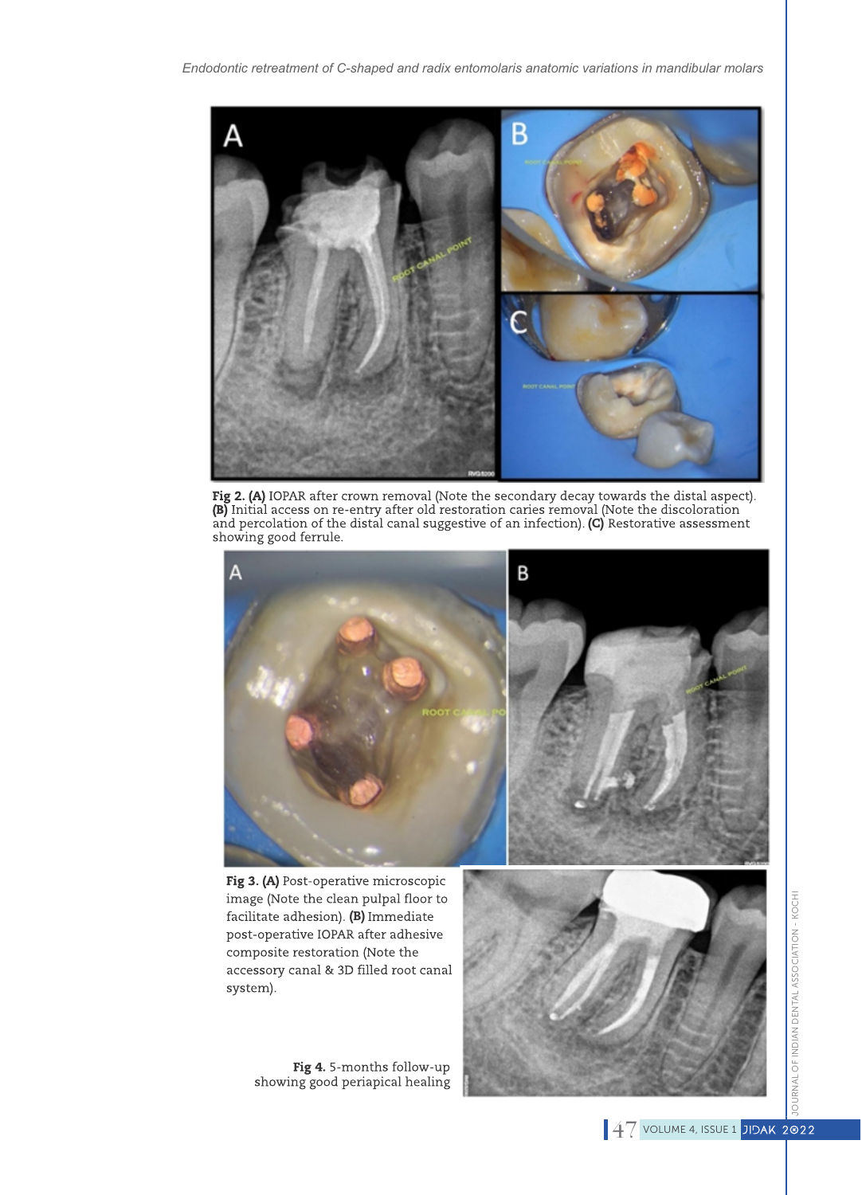**Fig 2. (A)** IOPAR after crown removal (Note the secondary decay towards the distal aspect). **(B)** Initial access on re-entry after old restoration caries removal (Note the discoloration and percolation of the distal canal suggestive of an infection). **(C)** Restorative assessment showing good ferrule.

**Fig 3. (A)** Post-operative microscopic image (Note the clean pulpal floor to facilitate adhesion). **(B)** Immediate post-operative IOPAR after adhesive composite restoration (Note the accessory canal & 3D filled root canal system).

**Fig 4.** 5-months follow-up showing good periapical healing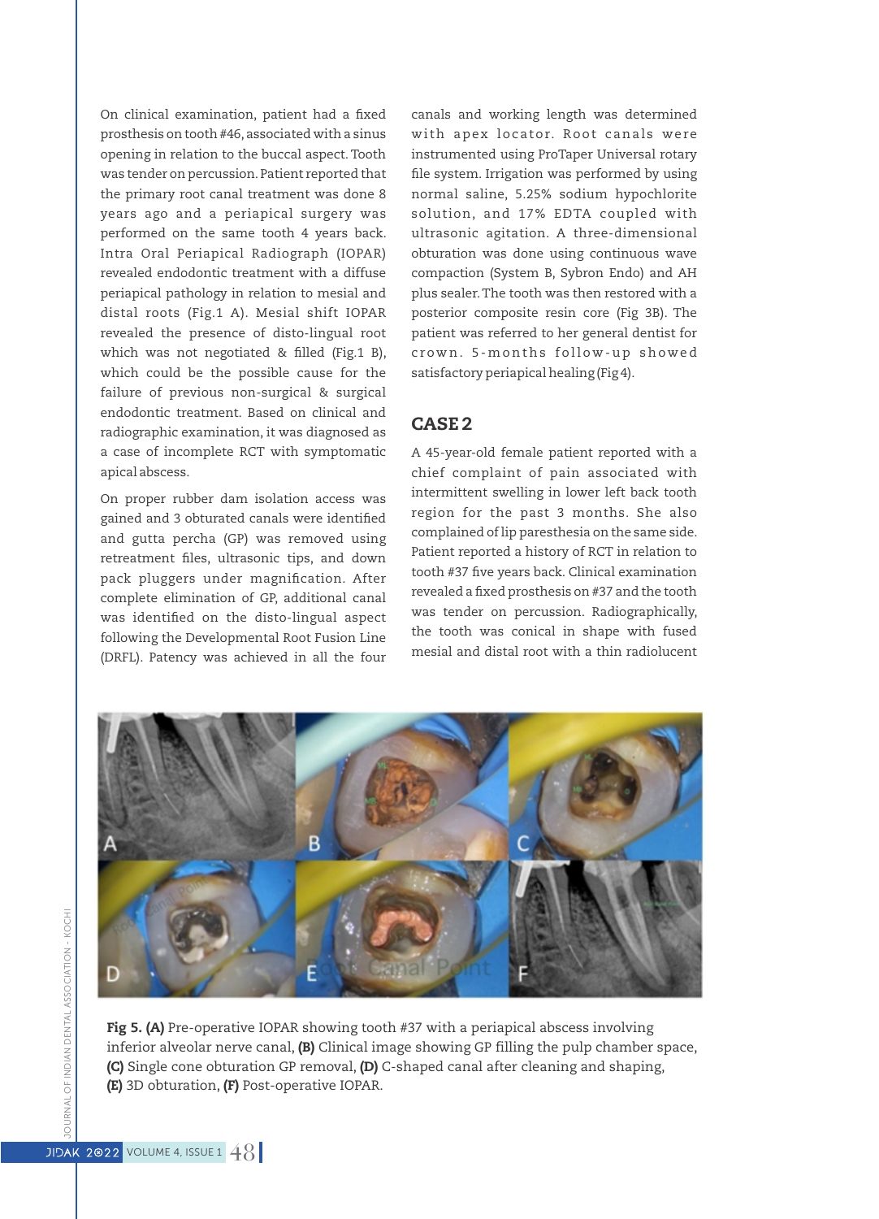On clinical examination, patient had a fixed prosthesis on tooth #46, associated with a sinus opening in relation to the buccal aspect. Tooth was tender on percussion. Patient reported that the primary root canal treatment was done 8 years ago and a periapical surgery was performed on the same tooth 4 years back. Intra Oral Periapical Radiograph (IOPAR) revealed endodontic treatment with a diffuse periapical pathology in relation to mesial and distal roots (Fig.1 A). Mesial shift IOPAR revealed the presence of disto-lingual root which was not negotiated & filled (Fig.1 B), which could be the possible cause for the failure of previous non-surgical & surgical endodontic treatment. Based on clinical and radiographic examination, it was diagnosed as a case of incomplete RCT with symptomatic apical abscess.

On proper rubber dam isolation access was gained and 3 obturated canals were identified and gutta percha (GP) was removed using retreatment files, ultrasonic tips, and down pack pluggers under magnification. After complete elimination of GP, additional canal was identified on the disto-lingual aspect following the Developmental Root Fusion Line (DRFL). Patency was achieved in all the four canals and working length was determined with apex locator. Root canals were instrumented using ProTaper Universal rotary file system. Irrigation was performed by using normal saline, 5.25% sodium hypochlorite solution, and 17% EDTA coupled with ultrasonic agitation. A three-dimensional obturation was done using continuous wave compaction (System B, Sybron Endo) and AH plus sealer. The tooth was then restored with a posterior composite resin core (Fig 3B). The patient was referred to her general dentist for crown. 5-months follow-up showed satisfactory periapical healing (Fig 4).

## CASE 2

A 45-year-old female patient reported with a chief complaint of pain associated with intermittent swelling in lower left back tooth region for the past 3 months. She also complained of lip paresthesia on the same side. Patient reported a history of RCT in relation to tooth #37 five years back. Clinical examination revealed a fixed prosthesis on #37 and the tooth was tender on percussion. Radiographically, the tooth was conical in shape with fused mesial and distal root with a thin radiolucent

**Fig 5. (A)** Pre-operative IOPAR showing tooth #37 with a periapical abscess involving inferior alveolar nerve canal, **(B)** Clinical image showing GP filling the pulp chamber space, **(C)** Single cone obturation GP removal, **(D)** C-shaped canal after cleaning and shaping, **(E)** 3D obturation, **(F)** Post-operative IOPAR.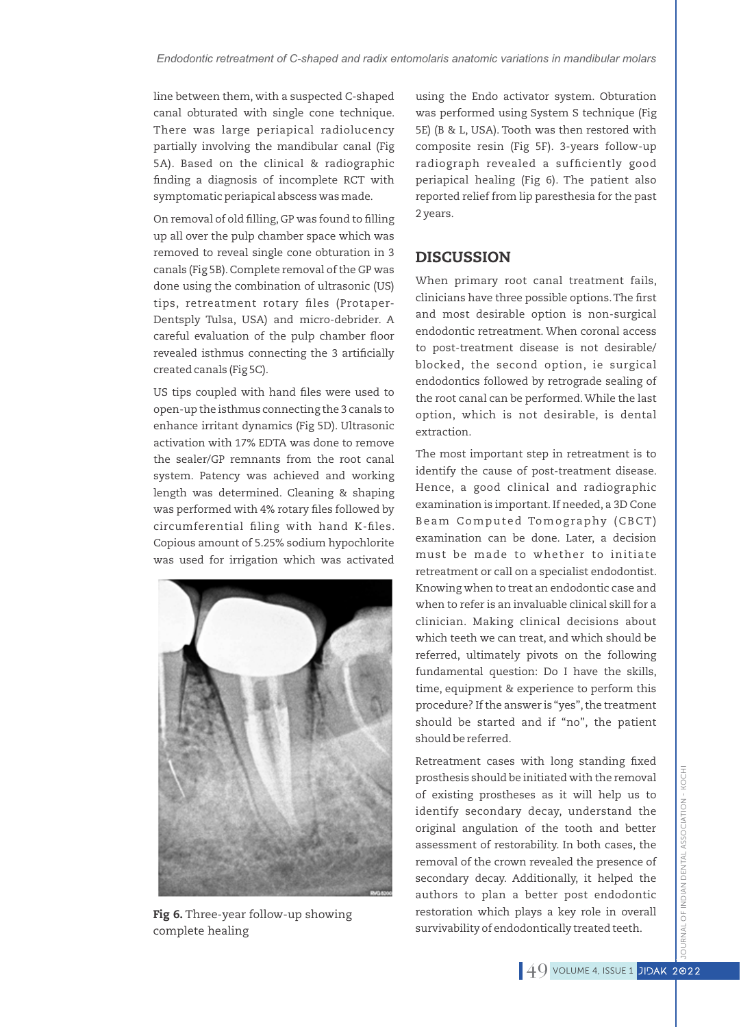line between them, with a suspected C-shaped canal obturated with single cone technique. There was large periapical radiolucency partially involving the mandibular canal (Fig 5A). Based on the clinical & radiographic finding a diagnosis of incomplete RCT with symptomatic periapical abscess was made.

On removal of old filling, GP was found to filling up all over the pulp chamber space which was removed to reveal single cone obturation in 3 canals (Fig 5B). Complete removal of the GP was done using the combination of ultrasonic (US) tips, retreatment rotary files (Protaper-Dentsply Tulsa, USA) and micro-debrider. A careful evaluation of the pulp chamber floor revealed isthmus connecting the 3 artificially created canals (Fig 5C).

US tips coupled with hand files were used to open-up the isthmus connecting the 3 canals to enhance irritant dynamics (Fig 5D). Ultrasonic activation with 17% EDTA was done to remove the sealer/GP remnants from the root canal system. Patency was achieved and working length was determined. Cleaning & shaping was performed with 4% rotary files followed by circumferential filing with hand K-files. Copious amount of 5.25% sodium hypochlorite was used for irrigation which was activated using the Endo activator system. Obturation was performed using System S technique (Fig 5E) (B & L, USA). Tooth was then restored with composite resin (Fig 5F). 3-years follow-up radiograph revealed a sufficiently good periapical healing (Fig 6). The patient also reported relief from lip paresthesia for the past 2 years.

**Fig 6.** Three-year follow-up showing complete healing

## DISCUSSION

When primary root canal treatment fails, clinicians have three possible options. The first and most desirable option is non-surgical endodontic retreatment. When coronal access to post-treatment disease is not desirable/blocked, the second option, ie surgical endodontics followed by retrograde sealing of the root canal can be performed. While the last option, which is not desirable, is dental extraction.

The most important step in retreatment is to identify the cause of post-treatment disease. Hence, a good clinical and radiographic examination is important. If needed, a 3D Cone Beam Computed Tomography (CBCT) examination can be done. Later, a decision must be made to whether to initiate retreatment or call on a specialist endodontist. Knowing when to treat an endodontic case and when to refer is an invaluable clinical skill for a clinician. Making clinical decisions about which teeth we can treat, and which should be referred, ultimately pivots on the following fundamental question: Do I have the skills, time, equipment & experience to perform this procedure? If the answer is "yes", the treatment should be started and if "no", the patient should be referred.

Retreatment cases with long standing fixed prosthesis should be initiated with the removal of existing prostheses as it will help us to identify secondary decay, understand the original angulation of the tooth and better assessment of restorability. In both cases, the removal of the crown revealed the presence of secondary decay. Additionally, it helped the authors to plan a better post endodontic restoration which plays a key role in overall survivability of endodontically treated teeth.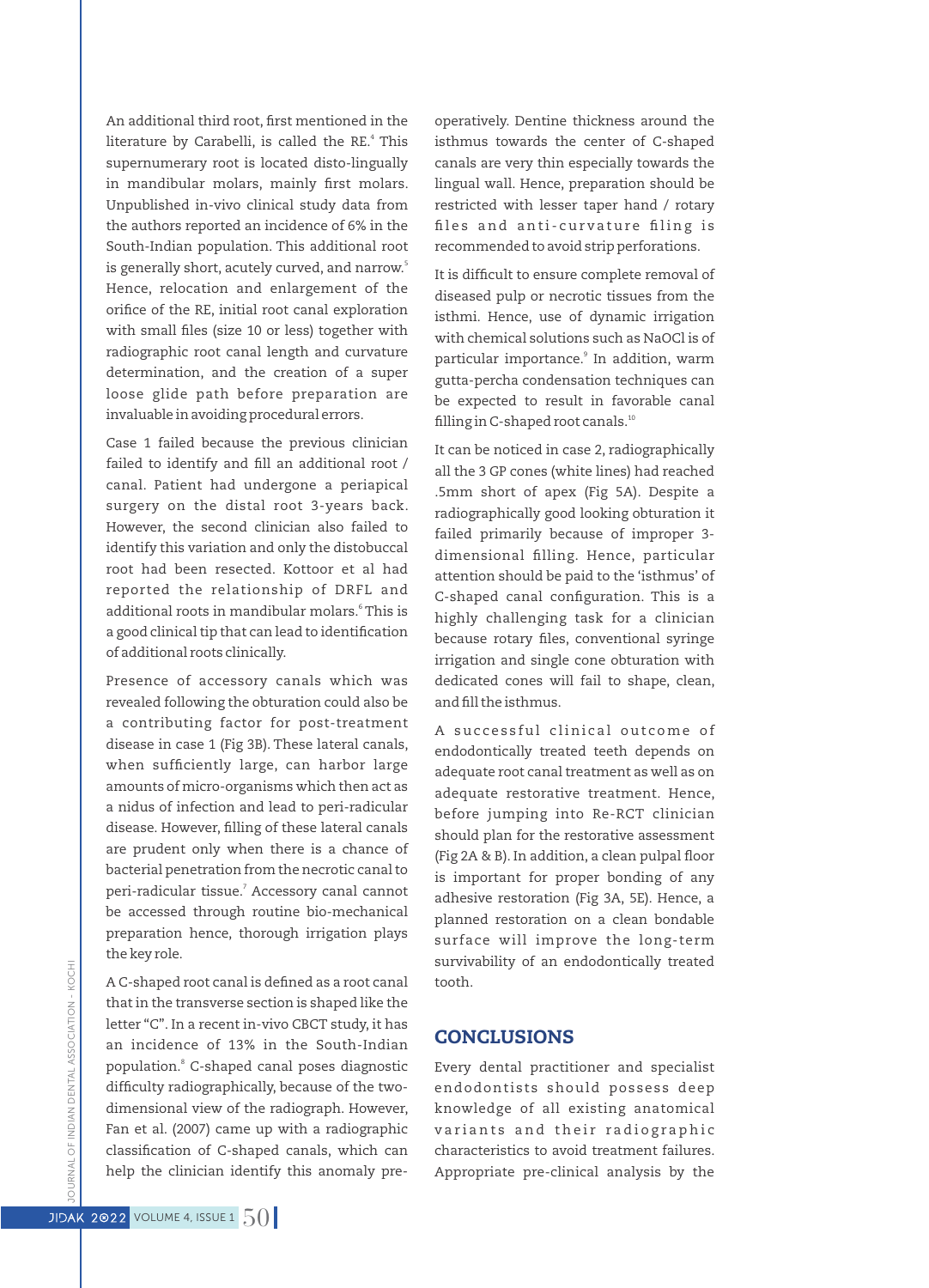An additional third root, first mentioned in the literature by Carabelli, is called the RE.[4] This supernumerary root is located disto-lingually in mandibular molars, mainly first molars. Unpublished in-vivo clinical study data from the authors reported an incidence of 6% in the South-Indian population. This additional root is generally short, acutely curved, and narrow.[5] Hence, relocation and enlargement of the orifice of the RE, initial root canal exploration with small files (size 10 or less) together with radiographic root canal length and curvature determination, and the creation of a super loose glide path before preparation are invaluable in avoiding procedural errors.

Case 1 failed because the previous clinician failed to identify and fill an additional root / canal. Patient had undergone a periapical surgery on the distal root 3-years back. However, the second clinician also failed to identify this variation and only the distobuccal root had been resected. Kottoor et al had reported the relationship of DRFL and additional roots in mandibular molars.[6] This is a good clinical tip that can lead to identification of additional roots clinically.

Presence of accessory canals which was revealed following the obturation could also be a contributing factor for post-treatment disease in case 1 (Fig 3B). These lateral canals, when sufficiently large, can harbor large amounts of micro-organisms which then act as a nidus of infection and lead to peri-radicular disease. However, filling of these lateral canals are prudent only when there is a chance of bacterial penetration from the necrotic canal to peri-radicular tissue.[7] Accessory canal cannot be accessed through routine bio-mechanical preparation hence, thorough irrigation plays the key role.

A C-shaped root canal is defined as a root canal that in the transverse section is shaped like the letter "C". In a recent in-vivo CBCT study, it has an incidence of 13% in the South-Indian population.[8] C-shaped canal poses diagnostic difficulty radiographically, because of the two-dimensional view of the radiograph. However, Fan et al. (2007) came up with a radiographic classification of C-shaped canals, which can help the clinician identify this anomaly pre-operatively. Dentine thickness around the isthmus towards the center of C-shaped canals are very thin especially towards the lingual wall. Hence, preparation should be restricted with lesser taper hand / rotary files and anti-curvature filing is recommended to avoid strip perforations.

It is difficult to ensure complete removal of diseased pulp or necrotic tissues from the isthmi. Hence, use of dynamic irrigation with chemical solutions such as NaOCl is of particular importance.[9] In addition, warm gutta-percha condensation techniques can be expected to result in favorable canal filling in C-shaped root canals.[10]

It can be noticed in case 2, radiographically all the 3 GP cones (white lines) had reached .5mm short of apex (Fig 5A). Despite a radiographically good looking obturation it failed primarily because of improper 3-dimensional filling. Hence, particular attention should be paid to the 'isthmus' of C-shaped canal configuration. This is a highly challenging task for a clinician because rotary files, conventional syringe irrigation and single cone obturation with dedicated cones will fail to shape, clean, and fill the isthmus.

A successful clinical outcome of endodontically treated teeth depends on adequate root canal treatment as well as on adequate restorative treatment. Hence, before jumping into Re-RCT clinician should plan for the restorative assessment (Fig 2A & B). In addition, a clean pulpal floor is important for proper bonding of any adhesive restoration (Fig 3A, 5E). Hence, a planned restoration on a clean bondable surface will improve the long-term survivability of an endodontically treated tooth.

## CONCLUSIONS

Every dental practitioner and specialist endodontists should possess deep knowledge of all existing anatomical variants and their radiographic characteristics to avoid treatment failures. Appropriate pre-clinical analysis by the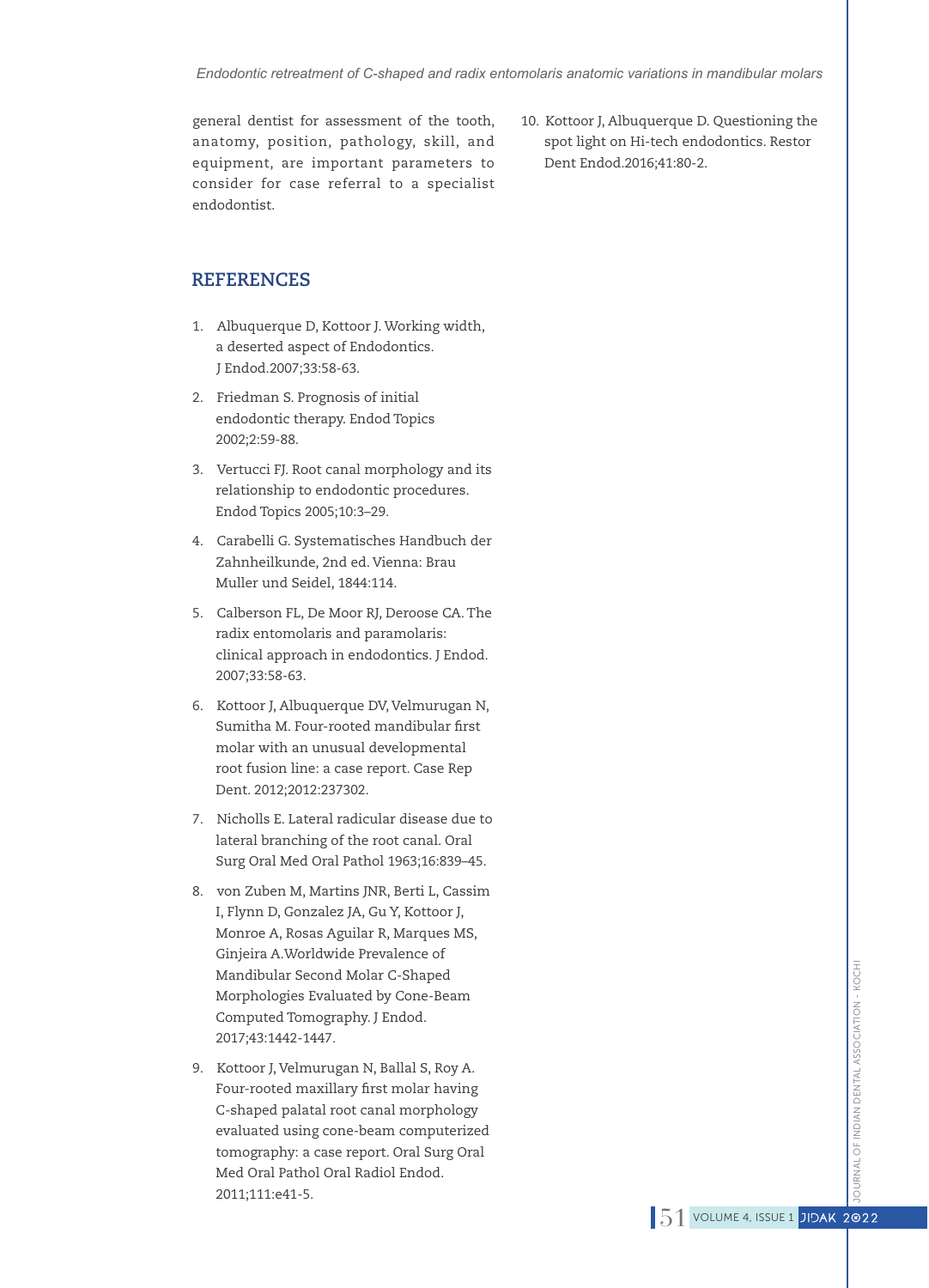general dentist for assessment of the tooth, anatomy, position, pathology, skill, and equipment, are important parameters to consider for case referral to a specialist endodontist.

## REFERENCES

1. Albuquerque D, Kottoor J. Working width, a deserted aspect of Endodontics. J Endod.2007;33:58-63.
2. Friedman S. Prognosis of initial endodontic therapy. Endod Topics 2002;2:59-88.
3. Vertucci FJ. Root canal morphology and its relationship to endodontic procedures. Endod Topics 2005;10:3–29.
4. Carabelli G. Systematisches Handbuch der Zahnheilkunde, 2nd ed. Vienna: Brau Muller und Seidel, 1844:114.
5. Calberson FL, De Moor RJ, Deroose CA. The radix entomolaris and paramolaris: clinical approach in endodontics. J Endod. 2007;33:58-63.
6. Kottoor J, Albuquerque DV, Velmurugan N, Sumitha M. Four-rooted mandibular first molar with an unusual developmental root fusion line: a case report. Case Rep Dent. 2012;2012:237302.
7. Nicholls E. Lateral radicular disease due to lateral branching of the root canal. Oral Surg Oral Med Oral Pathol 1963;16:839–45.
8. von Zuben M, Martins JNR, Berti L, Cassim I, Flynn D, Gonzalez JA, Gu Y, Kottoor J, Monroe A, Rosas Aguilar R, Marques MS, Ginjeira A.Worldwide Prevalence of Mandibular Second Molar C-Shaped Morphologies Evaluated by Cone-Beam Computed Tomography. J Endod. 2017;43:1442-1447.
9. Kottoor J, Velmurugan N, Ballal S, Roy A. Four-rooted maxillary first molar having C-shaped palatal root canal morphology evaluated using cone-beam computerized tomography: a case report. Oral Surg Oral Med Oral Pathol Oral Radiol Endod. 2011;111:e41-5.
10. Kottoor J, Albuquerque D. Questioning the spot light on Hi-tech endodontics. Restor Dent Endod.2016;41:80-2.